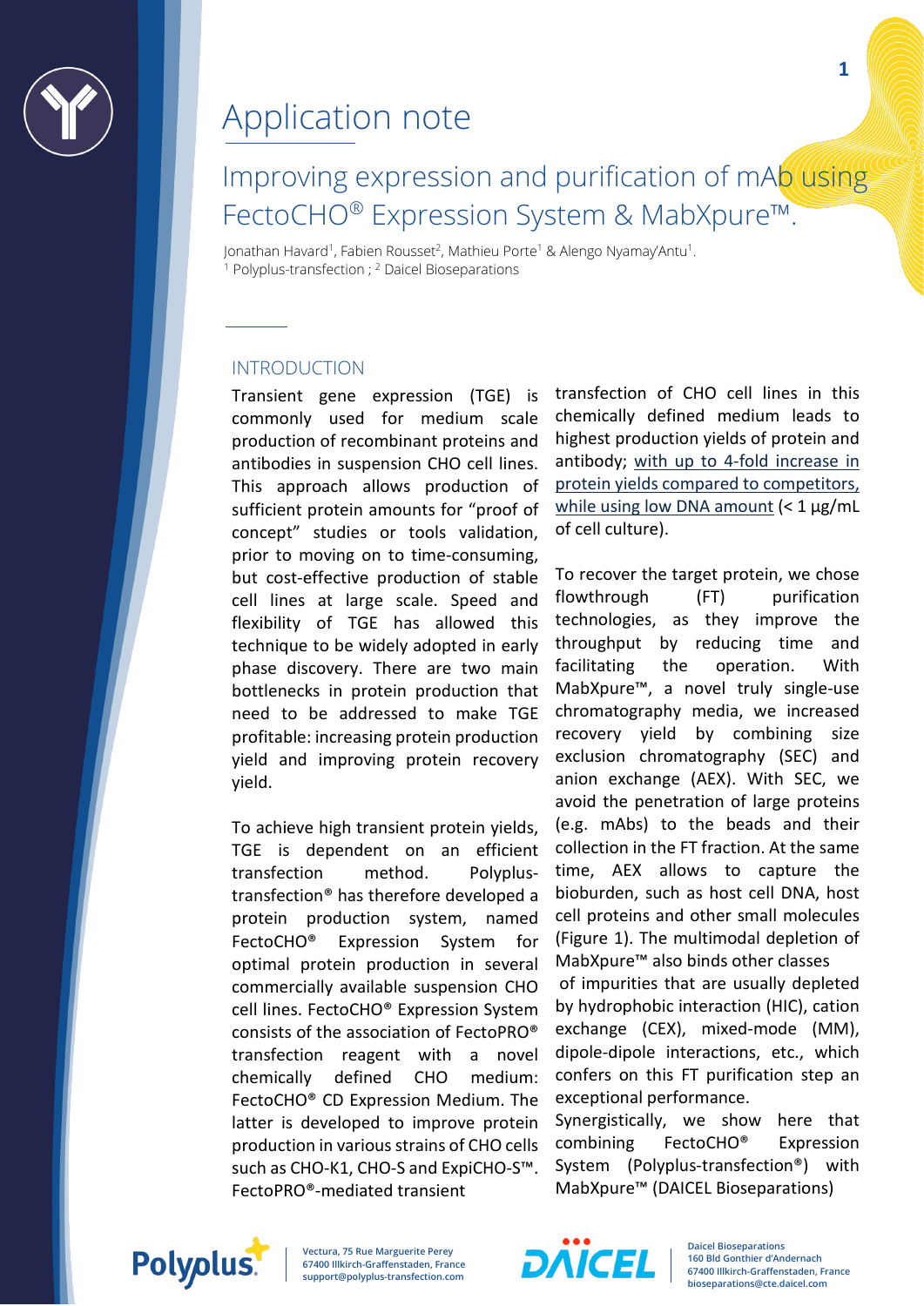# Application note

## Improving expression and purification of mAb using FectoCHO® Expression System & MabXpure™.

Jonathan Havard[1], Fabien Rousset[2], Mathieu Porte[1] & Alengo Nyamay'Antu[1].
[1] Polyplus-transfection ; [2] Daicel Bioseparations

### INTRODUCTION

Transient gene expression (TGE) is commonly used for medium scale production of recombinant proteins and antibodies in suspension CHO cell lines. This approach allows production of sufficient protein amounts for "proof of concept" studies or tools validation, prior to moving on to time-consuming, but cost-effective production of stable cell lines at large scale. Speed and flexibility of TGE has allowed this technique to be widely adopted in early phase discovery. There are two main bottlenecks in protein production that need to be addressed to make TGE profitable: increasing protein production yield and improving protein recovery yield.

To achieve high transient protein yields, TGE is dependent on an efficient transfection method. Polyplus-transfection® has therefore developed a protein production system, named FectoCHO® Expression System for optimal protein production in several commercially available suspension CHO cell lines. FectoCHO® Expression System consists of the association of FectoPRO® transfection reagent with a novel chemically defined CHO medium: FectoCHO® CD Expression Medium. The latter is developed to improve protein production in various strains of CHO cells such as CHO-K1, CHO-S and ExpiCHO-S™. FectoPRO®-mediated transient transfection of CHO cell lines in this chemically defined medium leads to highest production yields of protein and antibody; with up to 4-fold increase in protein yields compared to competitors, while using low DNA amount (< 1 µg/mL of cell culture).

To recover the target protein, we chose flowthrough (FT) purification technologies, as they improve the throughput by reducing time and facilitating the operation. With MabXpure™, a novel truly single-use chromatography media, we increased recovery yield by combining size exclusion chromatography (SEC) and anion exchange (AEX). With SEC, we avoid the penetration of large proteins (e.g. mAbs) to the beads and their collection in the FT fraction. At the same time, AEX allows to capture the bioburden, such as host cell DNA, host cell proteins and other small molecules (Figure 1). The multimodal depletion of MabXpure™ also binds other classes of impurities that are usually depleted by hydrophobic interaction (HIC), cation exchange (CEX), mixed-mode (MM), dipole-dipole interactions, etc., which confers on this FT purification step an exceptional performance.

Synergistically, we show here that combining FectoCHO® Expression System (Polyplus-transfection®) with MabXpure™ (DAICEL Bioseparations)

Polyplus — Vectura, 75 Rue Marguerite Perey, 67400 Illkirch-Graffenstaden, France, support@polyplus-transfection.com

DAICEL — Daicel Bioseparations, 160 Bld Gonthier d'Andernach, 67400 Illkirch-Graffenstaden, France, bioseparations@cte.daicel.com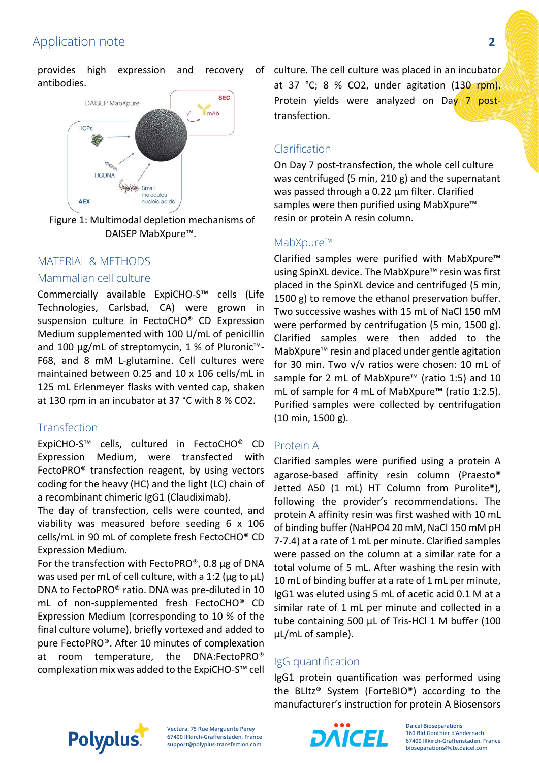provides high expression and recovery of antibodies.

Figure 1: Multimodal depletion mechanisms of DAISEP MabXpure™.

## MATERIAL & METHODS

### Mammalian cell culture

Commercially available ExpiCHO-S™ cells (Life Technologies, Carlsbad, CA) were grown in suspension culture in FectoCHO® CD Expression Medium supplemented with 100 U/mL of penicillin and 100 µg/mL of streptomycin, 1 % of Pluronic™-F68, and 8 mM L-glutamine. Cell cultures were maintained between 0.25 and 10 x 106 cells/mL in 125 mL Erlenmeyer flasks with vented cap, shaken at 130 rpm in an incubator at 37 °C with 8 % CO2.

### Transfection

ExpiCHO-S™ cells, cultured in FectoCHO® CD Expression Medium, were transfected with FectoPRO® transfection reagent, by using vectors coding for the heavy (HC) and the light (LC) chain of a recombinant chimeric IgG1 (Claudiximab).

The day of transfection, cells were counted, and viability was measured before seeding 6 x 106 cells/mL in 90 mL of complete fresh FectoCHO® CD Expression Medium.

For the transfection with FectoPRO®, 0.8 µg of DNA was used per mL of cell culture, with a 1:2 (µg to µL) DNA to FectoPRO® ratio. DNA was pre-diluted in 10 mL of non-supplemented fresh FectoCHO® CD Expression Medium (corresponding to 10 % of the final culture volume), briefly vortexed and added to pure FectoPRO®. After 10 minutes of complexation at room temperature, the DNA:FectoPRO® complexation mix was added to the ExpiCHO-S™ cell culture. The cell culture was placed in an incubator at 37 °C; 8 % CO2, under agitation (130 rpm). Protein yields were analyzed on Day 7 post-transfection.

### Clarification

On Day 7 post-transfection, the whole cell culture was centrifuged (5 min, 210 g) and the supernatant was passed through a 0.22 µm filter. Clarified samples were then purified using MabXpure™ resin or protein A resin column.

### MabXpure™

Clarified samples were purified with MabXpure™ using SpinXL device. The MabXpure™ resin was first placed in the SpinXL device and centrifuged (5 min, 1500 g) to remove the ethanol preservation buffer. Two successive washes with 15 mL of NaCl 150 mM were performed by centrifugation (5 min, 1500 g). Clarified samples were then added to the MabXpure™ resin and placed under gentle agitation for 30 min. Two v/v ratios were chosen: 10 mL of sample for 2 mL of MabXpure™ (ratio 1:5) and 10 mL of sample for 4 mL of MabXpure™ (ratio 1:2.5). Purified samples were collected by centrifugation (10 min, 1500 g).

### Protein A

Clarified samples were purified using a protein A agarose-based affinity resin column (Praesto® Jetted A50 (1 mL) HT Column from Purolite®), following the provider's recommendations. The protein A affinity resin was first washed with 10 mL of binding buffer (NaHPO4 20 mM, NaCl 150 mM pH 7-7.4) at a rate of 1 mL per minute. Clarified samples were passed on the column at a similar rate for a total volume of 5 mL. After washing the resin with 10 mL of binding buffer at a rate of 1 mL per minute, IgG1 was eluted using 5 mL of acetic acid 0.1 M at a similar rate of 1 mL per minute and collected in a tube containing 500 µL of Tris-HCl 1 M buffer (100 µL/mL of sample).

### IgG quantification

IgG1 protein quantification was performed using the BLItz® System (ForteBIO®) according to the manufacturer's instruction for protein A Biosensors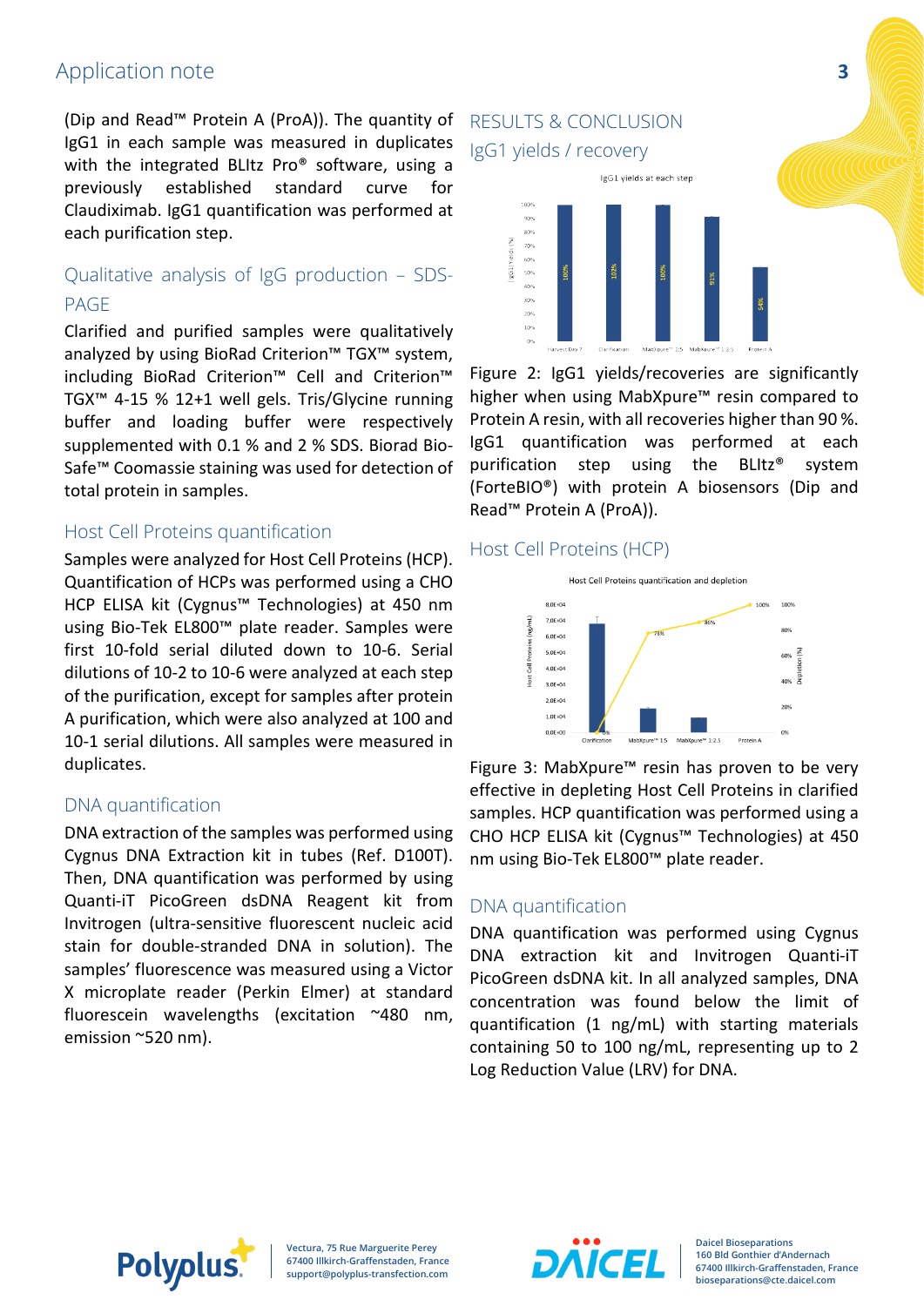(Dip and Read™ Protein A (ProA)). The quantity of IgG1 in each sample was measured in duplicates with the integrated BLItz Pro® software, using a previously established standard curve for Claudiximab. IgG1 quantification was performed at each purification step.

### Qualitative analysis of IgG production – SDS-PAGE

Clarified and purified samples were qualitatively analyzed by using BioRad Criterion™ TGX™ system, including BioRad Criterion™ Cell and Criterion™ TGX™ 4-15 % 12+1 well gels. Tris/Glycine running buffer and loading buffer were respectively supplemented with 0.1 % and 2 % SDS. Biorad Bio-Safe™ Coomassie staining was used for detection of total protein in samples.

### Host Cell Proteins quantification

Samples were analyzed for Host Cell Proteins (HCP). Quantification of HCPs was performed using a CHO HCP ELISA kit (Cygnus™ Technologies) at 450 nm using Bio-Tek EL800™ plate reader. Samples were first 10-fold serial diluted down to 10-6. Serial dilutions of 10-2 to 10-6 were analyzed at each step of the purification, except for samples after protein A purification, which were also analyzed at 100 and 10-1 serial dilutions. All samples were measured in duplicates.

### DNA quantification

DNA extraction of the samples was performed using Cygnus DNA Extraction kit in tubes (Ref. D100T). Then, DNA quantification was performed by using Quanti-iT PicoGreen dsDNA Reagent kit from Invitrogen (ultra-sensitive fluorescent nucleic acid stain for double-stranded DNA in solution). The samples' fluorescence was measured using a Victor X microplate reader (Perkin Elmer) at standard fluorescein wavelengths (excitation ~480 nm, emission ~520 nm).

## RESULTS & CONCLUSION

### IgG1 yields / recovery

Figure 2: IgG1 yields/recoveries are significantly higher when using MabXpure™ resin compared to Protein A resin, with all recoveries higher than 90 %. IgG1 quantification was performed at each purification step using the BLItz® system (ForteBIO®) with protein A biosensors (Dip and Read™ Protein A (ProA)).

### Host Cell Proteins (HCP)

Figure 3: MabXpure™ resin has proven to be very effective in depleting Host Cell Proteins in clarified samples. HCP quantification was performed using a CHO HCP ELISA kit (Cygnus™ Technologies) at 450 nm using Bio-Tek EL800™ plate reader.

### DNA quantification

DNA quantification was performed using Cygnus DNA extraction kit and Invitrogen Quanti-iT PicoGreen dsDNA kit. In all analyzed samples, DNA concentration was found below the limit of quantification (1 ng/mL) with starting materials containing 50 to 100 ng/mL, representing up to 2 Log Reduction Value (LRV) for DNA.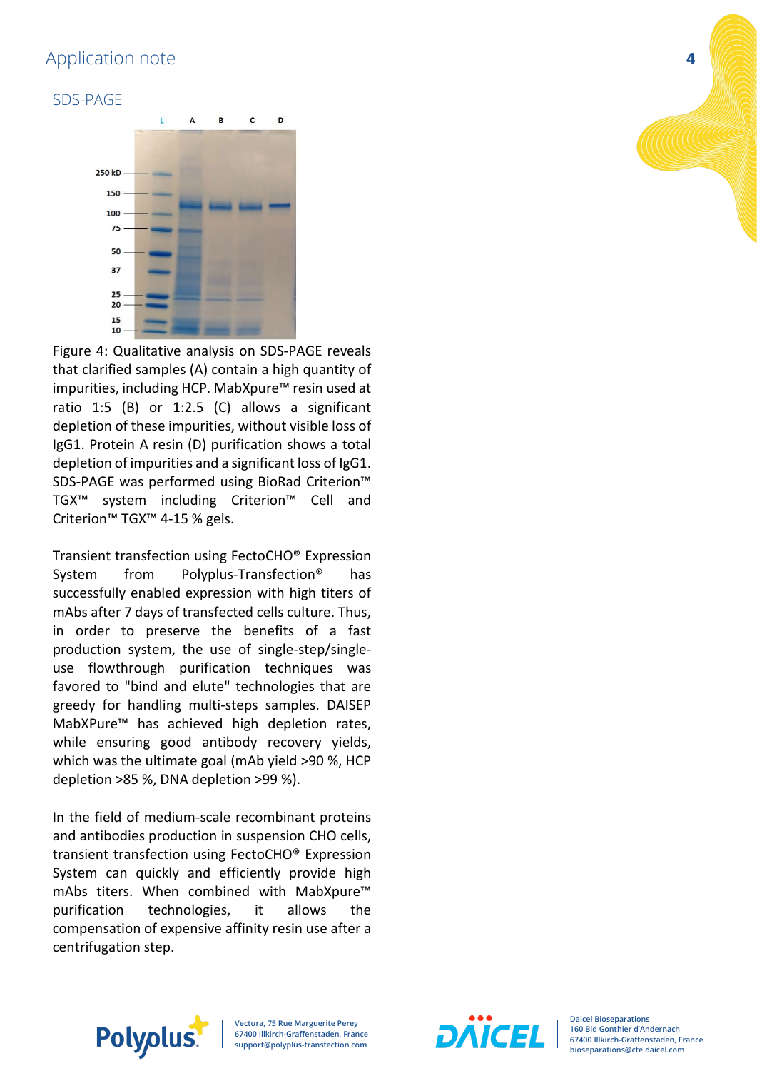## SDS-PAGE

Figure 4: Qualitative analysis on SDS-PAGE reveals that clarified samples (A) contain a high quantity of impurities, including HCP. MabXpure™ resin used at ratio 1:5 (B) or 1:2.5 (C) allows a significant depletion of these impurities, without visible loss of IgG1. Protein A resin (D) purification shows a total depletion of impurities and a significant loss of IgG1. SDS-PAGE was performed using BioRad Criterion™ TGX™ system including Criterion™ Cell and Criterion™ TGX™ 4-15 % gels.

Transient transfection using FectoCHO® Expression System from Polyplus-Transfection® has successfully enabled expression with high titers of mAbs after 7 days of transfected cells culture. Thus, in order to preserve the benefits of a fast production system, the use of single-step/single-use flowthrough purification techniques was favored to "bind and elute" technologies that are greedy for handling multi-steps samples. DAISEP MabXPure™ has achieved high depletion rates, while ensuring good antibody recovery yields, which was the ultimate goal (mAb yield >90 %, HCP depletion >85 %, DNA depletion >99 %).

In the field of medium-scale recombinant proteins and antibodies production in suspension CHO cells, transient transfection using FectoCHO® Expression System can quickly and efficiently provide high mAbs titers. When combined with MabXpure™ purification technologies, it allows the compensation of expensive affinity resin use after a centrifugation step.

Polyplus

Vectura, 75 Rue Marguerite Perey
67400 Illkirch-Graffenstaden, France
support@polyplus-transfection.com

DAICEL

Daicel Bioseparations
160 Bld Gonthier d'Andernach
67400 Illkirch-Graffenstaden, France
bioseparations@cte.daicel.com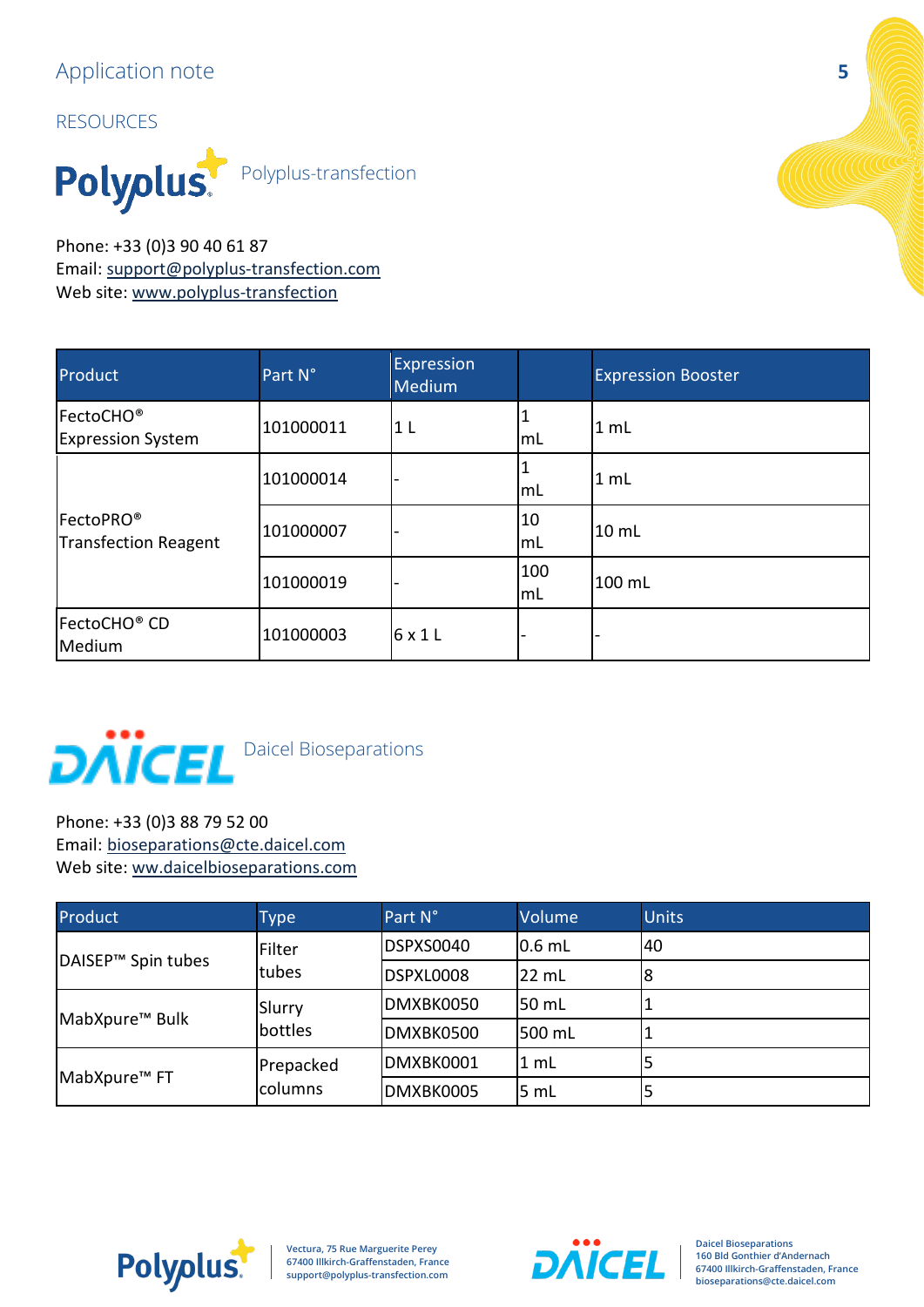Application note

RESOURCES

Polyplus-transfection

Phone: +33 (0)3 90 40 61 87
Email: support@polyplus-transfection.com
Web site: www.polyplus-transfection

| Product | Part N° | Expression Medium | | Expression Booster |
|---|---|---|---|---|
| FectoCHO® Expression System | 101000011 | 1 L | 1 mL | 1 mL |
| FectoPRO® Transfection Reagent | 101000014 | - | 1 mL | 1 mL |
| | 101000007 | - | 10 mL | 10 mL |
| | 101000019 | - | 100 mL | 100 mL |
| FectoCHO® CD Medium | 101000003 | 6 x 1 L | - | - |

Daicel Bioseparations

Phone: +33 (0)3 88 79 52 00
Email: bioseparations@cte.daicel.com
Web site: ww.daicelbioseparations.com

| Product | Type | Part N° | Volume | Units |
|---|---|---|---|---|
| DAISEP™ Spin tubes | Filter tubes | DSPXS0040 | 0.6 mL | 40 |
| | | DSPXL0008 | 22 mL | 8 |
| MabXpure™ Bulk | Slurry bottles | DMXBK0050 | 50 mL | 1 |
| | | DMXBK0500 | 500 mL | 1 |
| MabXpure™ FT | Prepacked columns | DMXBK0001 | 1 mL | 5 |
| | | DMXBK0005 | 5 mL | 5 |

Vectura, 75 Rue Marguerite Perey
67400 Illkirch-Graffenstaden, France
support@polyplus-transfection.com

Daicel Bioseparations
160 Bld Gonthier d'Andernach
67400 Illkirch-Graffenstaden, France
bioseparations@cte.daicel.com